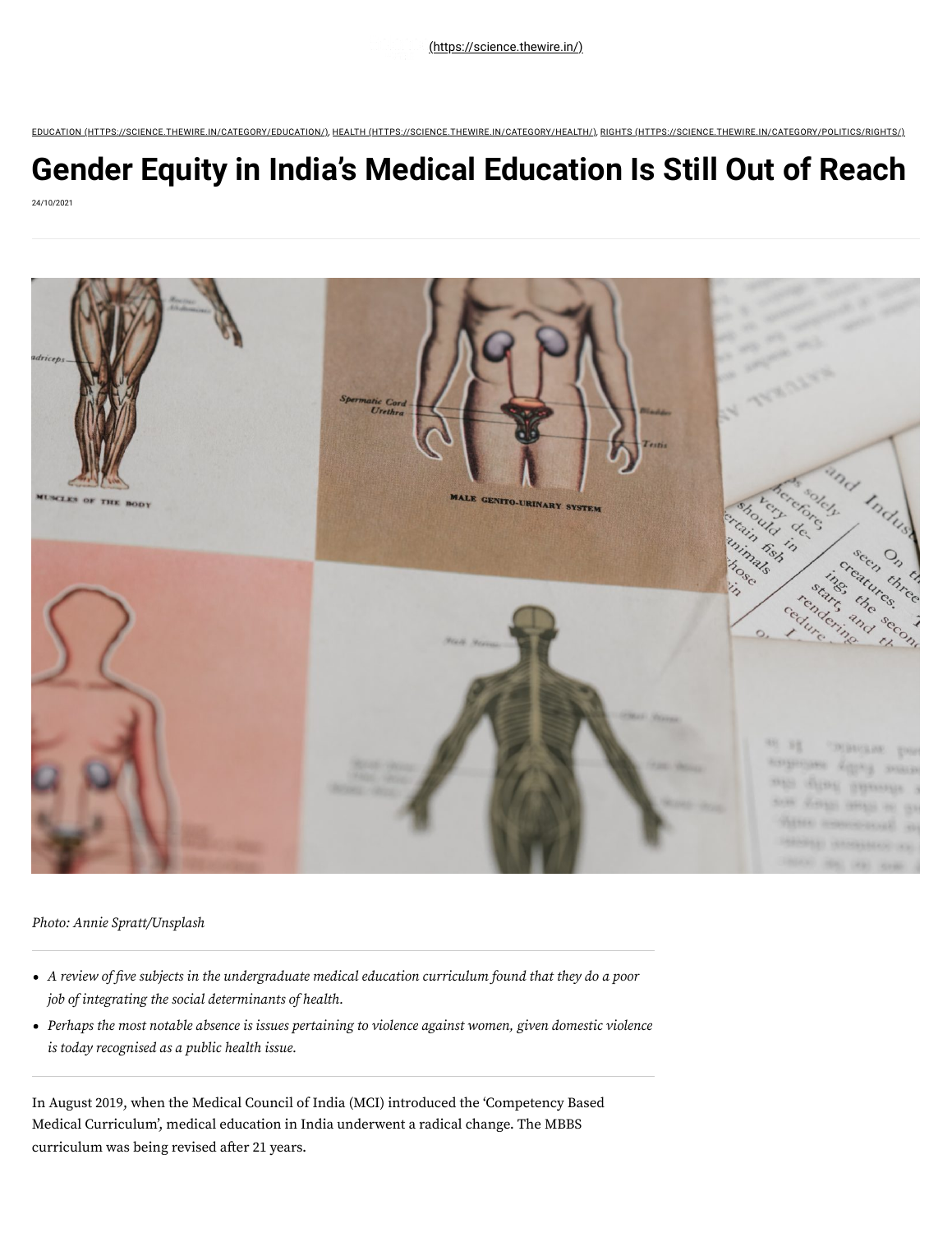(https://science.thewire.in/)

EDUCATION (HTTPS://SCIENCE.THEWIRE.IN/CATEGORY/EDUCATION/), HEALTH (HTTPS://SCIENCE.THEWIRE.IN/CATEGORY/HEALTH/), RIGHTS (HTTPS://SCIENCE.THEWIRE.IN/CATEGORY/POLITICS/RIGHTS/)

# Gender Equity in India's Medical Education Is Still Out of Reach

24/10/2021

*Photo: Annie Spratt/Unsplash*

- *A review of five subjects in the undergraduate medical education curriculum found that they do a poor job of integrating the social determinants of health.*
- *Perhaps the most notable absence is issues pertaining to violence against women, given domestic violence is today recognised as a public health issue.*

In August 2019, when the Medical Council of India (MCI) introduced the 'Competency Based Medical Curriculum', medical education in India underwent a radical change. The MBBS curriculum was being revised after 21 years.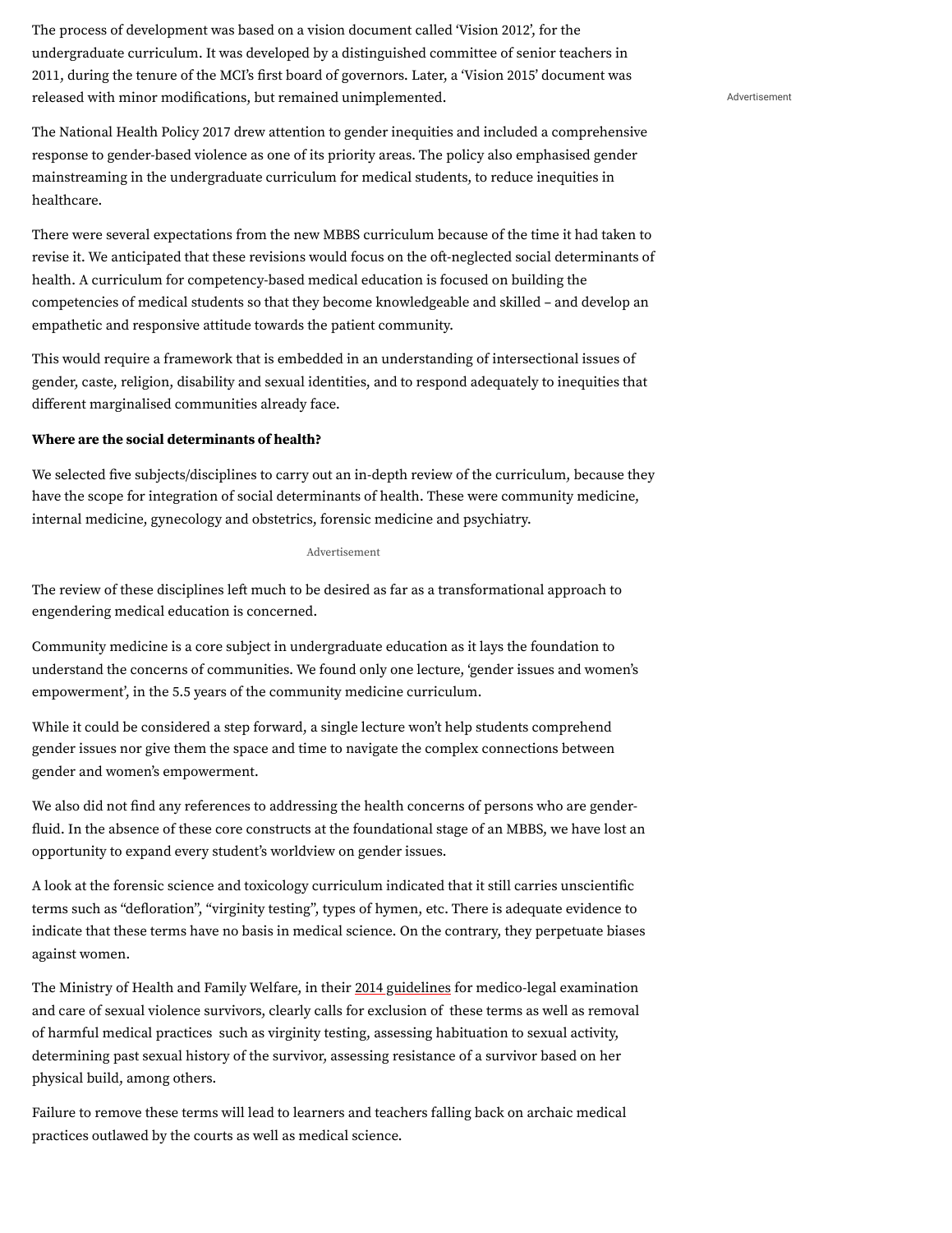The process of development was based on a vision document called 'Vision 2012', for the undergraduate curriculum. It was developed by a distinguished committee of senior teachers in 2011, during the tenure of the MCI's first board of governors. Later, a 'Vision 2015' document was released with minor modifications, but remained unimplemented.

The National Health Policy 2017 drew attention to gender inequities and included a comprehensive response to gender-based violence as one of its priority areas. The policy also emphasised gender mainstreaming in the undergraduate curriculum for medical students, to reduce inequities in healthcare.

There were several expectations from the new MBBS curriculum because of the time it had taken to revise it. We anticipated that these revisions would focus on the oft-neglected social determinants of health. A curriculum for competency-based medical education is focused on building the competencies of medical students so that they become knowledgeable and skilled – and develop an empathetic and responsive attitude towards the patient community.

This would require a framework that is embedded in an understanding of intersectional issues of gender, caste, religion, disability and sexual identities, and to respond adequately to inequities that different marginalised communities already face.

**Where are the social determinants of health?**

We selected five subjects/disciplines to carry out an in-depth review of the curriculum, because they have the scope for integration of social determinants of health. These were community medicine, internal medicine, gynecology and obstetrics, forensic medicine and psychiatry.

The review of these disciplines left much to be desired as far as a transformational approach to engendering medical education is concerned.

Community medicine is a core subject in undergraduate education as it lays the foundation to understand the concerns of communities. We found only one lecture, 'gender issues and women's empowerment', in the 5.5 years of the community medicine curriculum.

While it could be considered a step forward, a single lecture won't help students comprehend gender issues nor give them the space and time to navigate the complex connections between gender and women's empowerment.

We also did not find any references to addressing the health concerns of persons who are gender-fluid. In the absence of these core constructs at the foundational stage of an MBBS, we have lost an opportunity to expand every student's worldview on gender issues.

A look at the forensic science and toxicology curriculum indicated that it still carries unscientific terms such as "defloration", "virginity testing", types of hymen, etc. There is adequate evidence to indicate that these terms have no basis in medical science. On the contrary, they perpetuate biases against women.

The Ministry of Health and Family Welfare, in their 2014 guidelines for medico-legal examination and care of sexual violence survivors, clearly calls for exclusion of these terms as well as removal of harmful medical practices such as virginity testing, assessing habituation to sexual activity, determining past sexual history of the survivor, assessing resistance of a survivor based on her physical build, among others.

Failure to remove these terms will lead to learners and teachers falling back on archaic medical practices outlawed by the courts as well as medical science.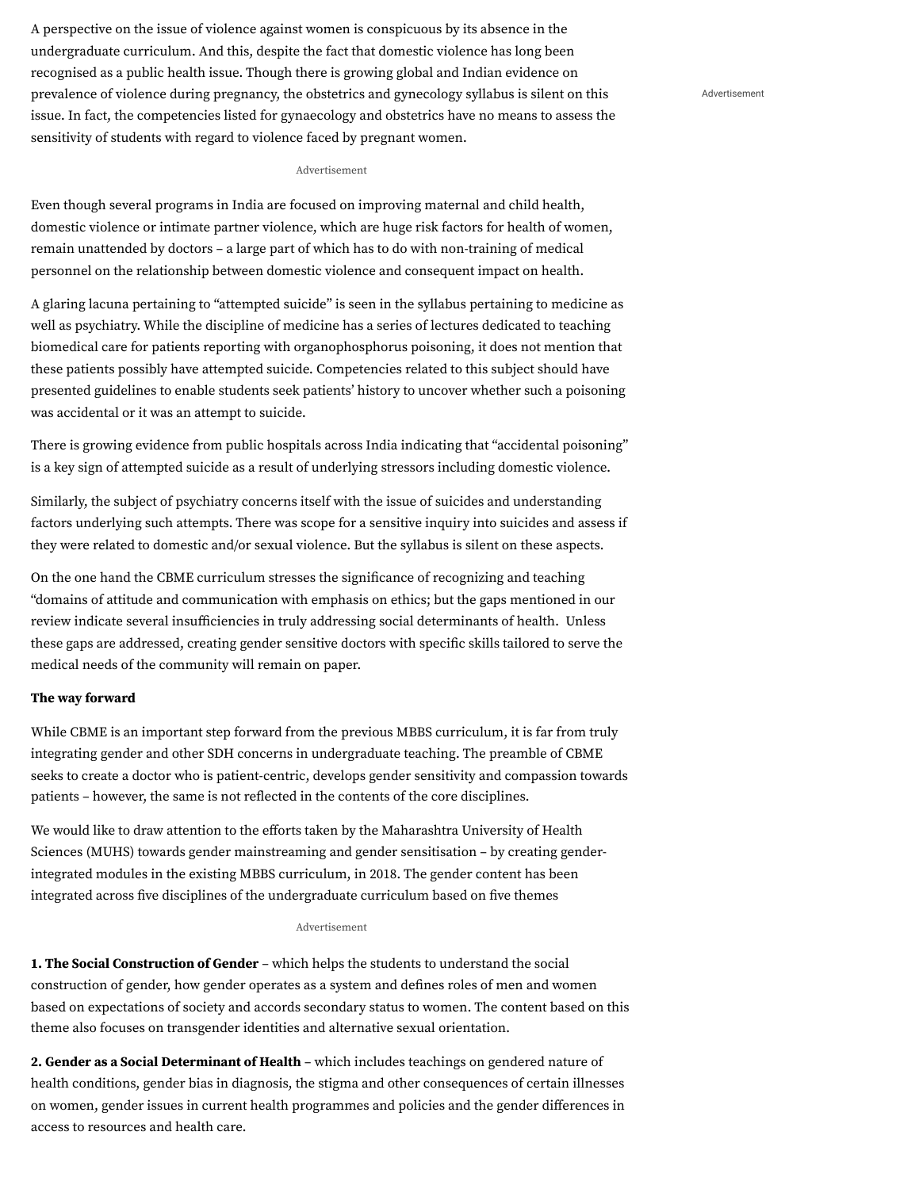A perspective on the issue of violence against women is conspicuous by its absence in the undergraduate curriculum. And this, despite the fact that domestic violence has long been recognised as a public health issue. Though there is growing global and Indian evidence on prevalence of violence during pregnancy, the obstetrics and gynecology syllabus is silent on this issue. In fact, the competencies listed for gynaecology and obstetrics have no means to assess the sensitivity of students with regard to violence faced by pregnant women.

Even though several programs in India are focused on improving maternal and child health, domestic violence or intimate partner violence, which are huge risk factors for health of women, remain unattended by doctors – a large part of which has to do with non-training of medical personnel on the relationship between domestic violence and consequent impact on health.

A glaring lacuna pertaining to "attempted suicide" is seen in the syllabus pertaining to medicine as well as psychiatry. While the discipline of medicine has a series of lectures dedicated to teaching biomedical care for patients reporting with organophosphorus poisoning, it does not mention that these patients possibly have attempted suicide. Competencies related to this subject should have presented guidelines to enable students seek patients' history to uncover whether such a poisoning was accidental or it was an attempt to suicide.

There is growing evidence from public hospitals across India indicating that "accidental poisoning" is a key sign of attempted suicide as a result of underlying stressors including domestic violence.

Similarly, the subject of psychiatry concerns itself with the issue of suicides and understanding factors underlying such attempts. There was scope for a sensitive inquiry into suicides and assess if they were related to domestic and/or sexual violence. But the syllabus is silent on these aspects.

On the one hand the CBME curriculum stresses the significance of recognizing and teaching "domains of attitude and communication with emphasis on ethics; but the gaps mentioned in our review indicate several insufficiencies in truly addressing social determinants of health. Unless these gaps are addressed, creating gender sensitive doctors with specific skills tailored to serve the medical needs of the community will remain on paper.

**The way forward**

While CBME is an important step forward from the previous MBBS curriculum, it is far from truly integrating gender and other SDH concerns in undergraduate teaching. The preamble of CBME seeks to create a doctor who is patient-centric, develops gender sensitivity and compassion towards patients – however, the same is not reflected in the contents of the core disciplines.

We would like to draw attention to the efforts taken by the Maharashtra University of Health Sciences (MUHS) towards gender mainstreaming and gender sensitisation – by creating gender-integrated modules in the existing MBBS curriculum, in 2018. The gender content has been integrated across five disciplines of the undergraduate curriculum based on five themes

**1. The Social Construction of Gender** – which helps the students to understand the social construction of gender, how gender operates as a system and defines roles of men and women based on expectations of society and accords secondary status to women. The content based on this theme also focuses on transgender identities and alternative sexual orientation.

**2. Gender as a Social Determinant of Health** – which includes teachings on gendered nature of health conditions, gender bias in diagnosis, the stigma and other consequences of certain illnesses on women, gender issues in current health programmes and policies and the gender differences in access to resources and health care.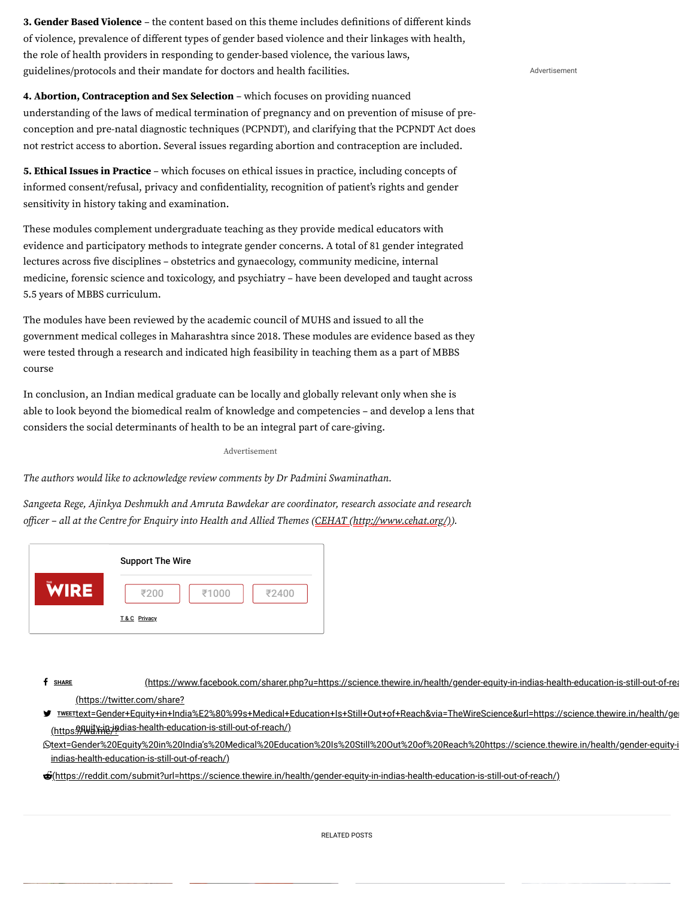**3. Gender Based Violence** – the content based on this theme includes definitions of different kinds of violence, prevalence of different types of gender based violence and their linkages with health, the role of health providers in responding to gender-based violence, the various laws, guidelines/protocols and their mandate for doctors and health facilities.

**4. Abortion, Contraception and Sex Selection** – which focuses on providing nuanced understanding of the laws of medical termination of pregnancy and on prevention of misuse of pre-conception and pre-natal diagnostic techniques (PCPNDT), and clarifying that the PCPNDT Act does not restrict access to abortion. Several issues regarding abortion and contraception are included.

**5. Ethical Issues in Practice** – which focuses on ethical issues in practice, including concepts of informed consent/refusal, privacy and confidentiality, recognition of patient's rights and gender sensitivity in history taking and examination.

These modules complement undergraduate teaching as they provide medical educators with evidence and participatory methods to integrate gender concerns. A total of 81 gender integrated lectures across five disciplines – obstetrics and gynaecology, community medicine, internal medicine, forensic science and toxicology, and psychiatry – have been developed and taught across 5.5 years of MBBS curriculum.

The modules have been reviewed by the academic council of MUHS and issued to all the government medical colleges in Maharashtra since 2018. These modules are evidence based as they were tested through a research and indicated high feasibility in teaching them as a part of MBBS course

In conclusion, an Indian medical graduate can be locally and globally relevant only when she is able to look beyond the biomedical realm of knowledge and competencies – and develop a lens that considers the social determinants of health to be an integral part of care-giving.

*The authors would like to acknowledge review comments by Dr Padmini Swaminathan.*

*Sangeeta Rege, Ajinkya Deshmukh and Amruta Bawdekar are coordinator, research associate and research officer – all at the Centre for Enquiry into Health and Allied Themes (CEHAT (http://www.cehat.org/)).*

Support The Wire

₹200 ₹1000 ₹2400

T & C Privacy

SHARE (https://www.facebook.com/sharer.php?u=https://science.thewire.in/health/gender-equity-in-indias-health-education-is-still-out-of-reach/)

TWEET (https://twitter.com/share?text=Gender+Equity+in+India%E2%80%99s+Medical+Education+Is+Still+Out+of+Reach&via=TheWireScience&url=https://science.thewire.in/health/gender-equity-in-indias-health-education-is-still-out-of-reach/)

(https://wa.me/?text=Gender%20Equity%20in%20India's%20Medical%20Education%20Is%20Still%20Out%20of%20Reach%20https://science.thewire.in/health/gender-equity-in-indias-health-education-is-still-out-of-reach/)

(https://reddit.com/submit?url=https://science.thewire.in/health/gender-equity-in-indias-health-education-is-still-out-of-reach/)

RELATED POSTS